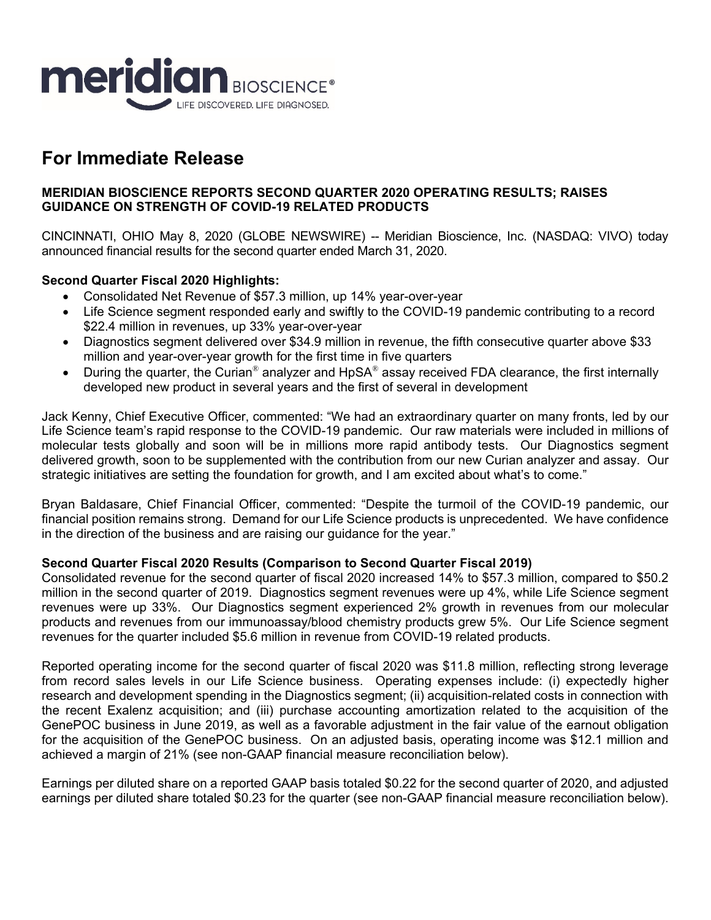meridian BIOSCIENCE®
LIFE DISCOVERED. LIFE DIAGNOSED.

# For Immediate Release

**MERIDIAN BIOSCIENCE REPORTS SECOND QUARTER 2020 OPERATING RESULTS; RAISES GUIDANCE ON STRENGTH OF COVID-19 RELATED PRODUCTS**

CINCINNATI, OHIO May 8, 2020 (GLOBE NEWSWIRE) -- Meridian Bioscience, Inc. (NASDAQ: VIVO) today announced financial results for the second quarter ended March 31, 2020.

**Second Quarter Fiscal 2020 Highlights:**

- Consolidated Net Revenue of $57.3 million, up 14% year-over-year
- Life Science segment responded early and swiftly to the COVID-19 pandemic contributing to a record $22.4 million in revenues, up 33% year-over-year
- Diagnostics segment delivered over $34.9 million in revenue, the fifth consecutive quarter above $33 million and year-over-year growth for the first time in five quarters
- During the quarter, the Curian® analyzer and HpSA® assay received FDA clearance, the first internally developed new product in several years and the first of several in development

Jack Kenny, Chief Executive Officer, commented: "We had an extraordinary quarter on many fronts, led by our Life Science team's rapid response to the COVID-19 pandemic. Our raw materials were included in millions of molecular tests globally and soon will be in millions more rapid antibody tests. Our Diagnostics segment delivered growth, soon to be supplemented with the contribution from our new Curian analyzer and assay. Our strategic initiatives are setting the foundation for growth, and I am excited about what's to come."

Bryan Baldasare, Chief Financial Officer, commented: "Despite the turmoil of the COVID-19 pandemic, our financial position remains strong. Demand for our Life Science products is unprecedented. We have confidence in the direction of the business and are raising our guidance for the year."

**Second Quarter Fiscal 2020 Results (Comparison to Second Quarter Fiscal 2019)**

Consolidated revenue for the second quarter of fiscal 2020 increased 14% to $57.3 million, compared to $50.2 million in the second quarter of 2019. Diagnostics segment revenues were up 4%, while Life Science segment revenues were up 33%. Our Diagnostics segment experienced 2% growth in revenues from our molecular products and revenues from our immunoassay/blood chemistry products grew 5%. Our Life Science segment revenues for the quarter included $5.6 million in revenue from COVID-19 related products.

Reported operating income for the second quarter of fiscal 2020 was $11.8 million, reflecting strong leverage from record sales levels in our Life Science business. Operating expenses include: (i) expectedly higher research and development spending in the Diagnostics segment; (ii) acquisition-related costs in connection with the recent Exalenz acquisition; and (iii) purchase accounting amortization related to the acquisition of the GenePOC business in June 2019, as well as a favorable adjustment in the fair value of the earnout obligation for the acquisition of the GenePOC business. On an adjusted basis, operating income was $12.1 million and achieved a margin of 21% (see non-GAAP financial measure reconciliation below).

Earnings per diluted share on a reported GAAP basis totaled $0.22 for the second quarter of 2020, and adjusted earnings per diluted share totaled $0.23 for the quarter (see non-GAAP financial measure reconciliation below).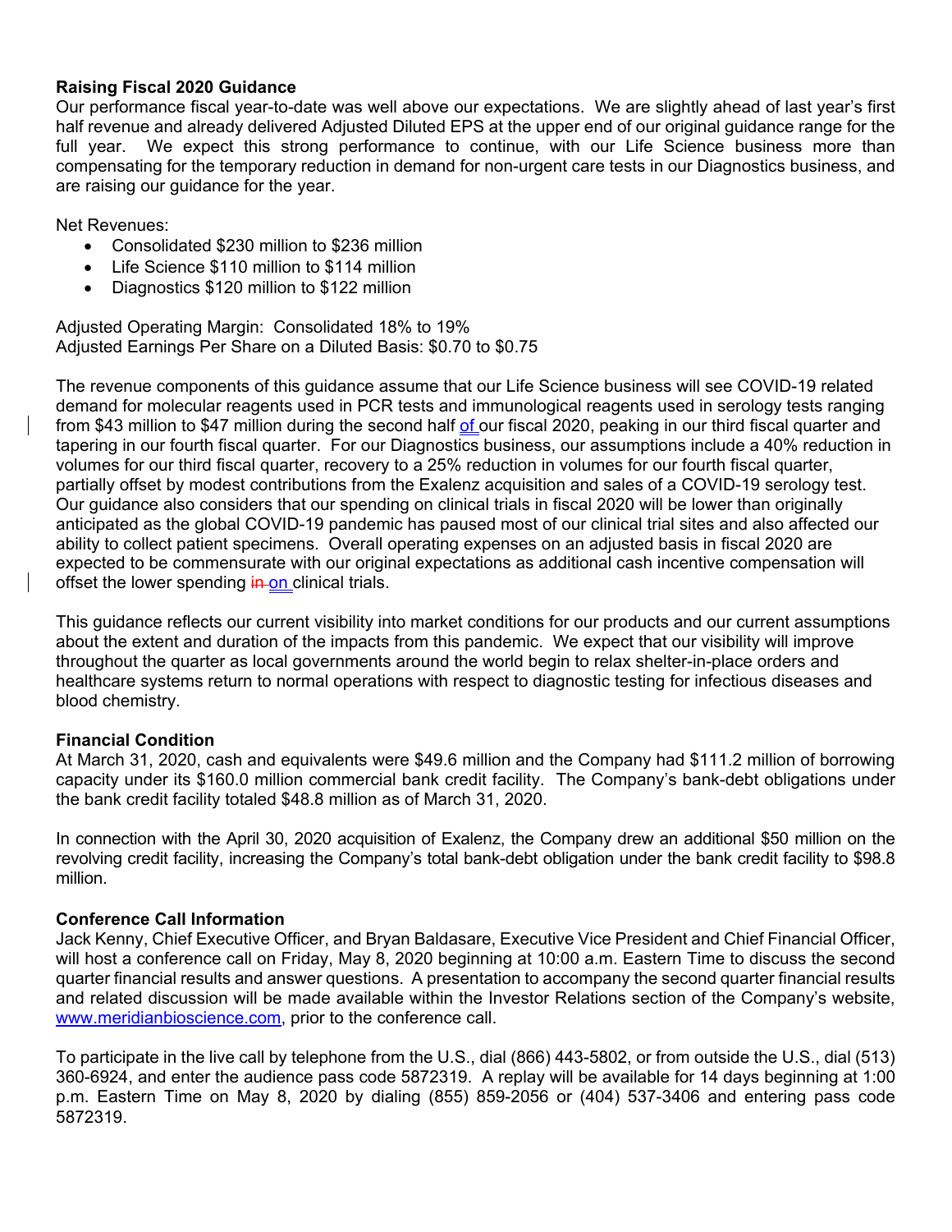**Raising Fiscal 2020 Guidance**

Our performance fiscal year-to-date was well above our expectations. We are slightly ahead of last year's first half revenue and already delivered Adjusted Diluted EPS at the upper end of our original guidance range for the full year. We expect this strong performance to continue, with our Life Science business more than compensating for the temporary reduction in demand for non-urgent care tests in our Diagnostics business, and are raising our guidance for the year.

Net Revenues:

- Consolidated $230 million to $236 million
- Life Science $110 million to $114 million
- Diagnostics $120 million to $122 million

Adjusted Operating Margin: Consolidated 18% to 19%
Adjusted Earnings Per Share on a Diluted Basis: $0.70 to $0.75

The revenue components of this guidance assume that our Life Science business will see COVID-19 related demand for molecular reagents used in PCR tests and immunological reagents used in serology tests ranging from $43 million to $47 million during the second half of our fiscal 2020, peaking in our third fiscal quarter and tapering in our fourth fiscal quarter. For our Diagnostics business, our assumptions include a 40% reduction in volumes for our third fiscal quarter, recovery to a 25% reduction in volumes for our fourth fiscal quarter, partially offset by modest contributions from the Exalenz acquisition and sales of a COVID-19 serology test. Our guidance also considers that our spending on clinical trials in fiscal 2020 will be lower than originally anticipated as the global COVID-19 pandemic has paused most of our clinical trial sites and also affected our ability to collect patient specimens. Overall operating expenses on an adjusted basis in fiscal 2020 are expected to be commensurate with our original expectations as additional cash incentive compensation will offset the lower spending ~~in~~ on clinical trials.

This guidance reflects our current visibility into market conditions for our products and our current assumptions about the extent and duration of the impacts from this pandemic. We expect that our visibility will improve throughout the quarter as local governments around the world begin to relax shelter-in-place orders and healthcare systems return to normal operations with respect to diagnostic testing for infectious diseases and blood chemistry.

**Financial Condition**

At March 31, 2020, cash and equivalents were $49.6 million and the Company had $111.2 million of borrowing capacity under its $160.0 million commercial bank credit facility. The Company's bank-debt obligations under the bank credit facility totaled $48.8 million as of March 31, 2020.

In connection with the April 30, 2020 acquisition of Exalenz, the Company drew an additional $50 million on the revolving credit facility, increasing the Company's total bank-debt obligation under the bank credit facility to $98.8 million.

**Conference Call Information**

Jack Kenny, Chief Executive Officer, and Bryan Baldasare, Executive Vice President and Chief Financial Officer, will host a conference call on Friday, May 8, 2020 beginning at 10:00 a.m. Eastern Time to discuss the second quarter financial results and answer questions. A presentation to accompany the second quarter financial results and related discussion will be made available within the Investor Relations section of the Company's website, www.meridianbioscience.com, prior to the conference call.

To participate in the live call by telephone from the U.S., dial (866) 443-5802, or from outside the U.S., dial (513) 360-6924, and enter the audience pass code 5872319. A replay will be available for 14 days beginning at 1:00 p.m. Eastern Time on May 8, 2020 by dialing (855) 859-2056 or (404) 537-3406 and entering pass code 5872319.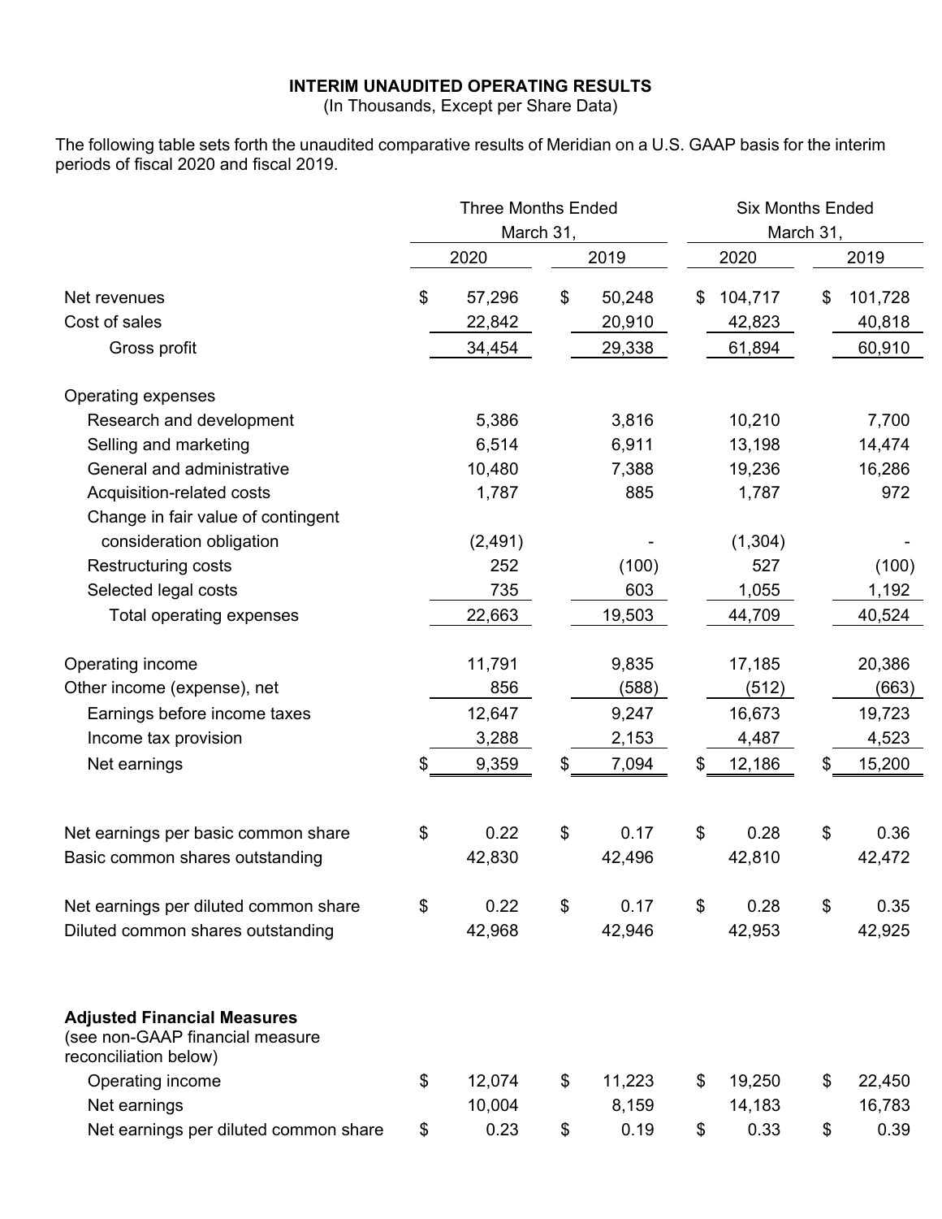# INTERIM UNAUDITED OPERATING RESULTS

(In Thousands, Except per Share Data)

The following table sets forth the unaudited comparative results of Meridian on a U.S. GAAP basis for the interim periods of fiscal 2020 and fiscal 2019.

| | Three Months Ended March 31, | | Six Months Ended March 31, | |
|---|---|---|---|---|
| | 2020 | 2019 | 2020 | 2019 |
| Net revenues | $ 57,296 | $ 50,248 | $ 104,717 | $ 101,728 |
| Cost of sales | 22,842 | 20,910 | 42,823 | 40,818 |
| Gross profit | 34,454 | 29,338 | 61,894 | 60,910 |
| **Operating expenses** | | | | |
| Research and development | 5,386 | 3,816 | 10,210 | 7,700 |
| Selling and marketing | 6,514 | 6,911 | 13,198 | 14,474 |
| General and administrative | 10,480 | 7,388 | 19,236 | 16,286 |
| Acquisition-related costs | 1,787 | 885 | 1,787 | 972 |
| Change in fair value of contingent consideration obligation | (2,491) | - | (1,304) | - |
| Restructuring costs | 252 | (100) | 527 | (100) |
| Selected legal costs | 735 | 603 | 1,055 | 1,192 |
| Total operating expenses | 22,663 | 19,503 | 44,709 | 40,524 |
| Operating income | 11,791 | 9,835 | 17,185 | 20,386 |
| Other income (expense), net | 856 | (588) | (512) | (663) |
| Earnings before income taxes | 12,647 | 9,247 | 16,673 | 19,723 |
| Income tax provision | 3,288 | 2,153 | 4,487 | 4,523 |
| Net earnings | $ 9,359 | $ 7,094 | $ 12,186 | $ 15,200 |
| Net earnings per basic common share | $ 0.22 | $ 0.17 | $ 0.28 | $ 0.36 |
| Basic common shares outstanding | 42,830 | 42,496 | 42,810 | 42,472 |
| Net earnings per diluted common share | $ 0.22 | $ 0.17 | $ 0.28 | $ 0.35 |
| Diluted common shares outstanding | 42,968 | 42,946 | 42,953 | 42,925 |
| **Adjusted Financial Measures** (see non-GAAP financial measure reconciliation below) | | | | |
| Operating income | $ 12,074 | $ 11,223 | $ 19,250 | $ 22,450 |
| Net earnings | 10,004 | 8,159 | 14,183 | 16,783 |
| Net earnings per diluted common share | $ 0.23 | $ 0.19 | $ 0.33 | $ 0.39 |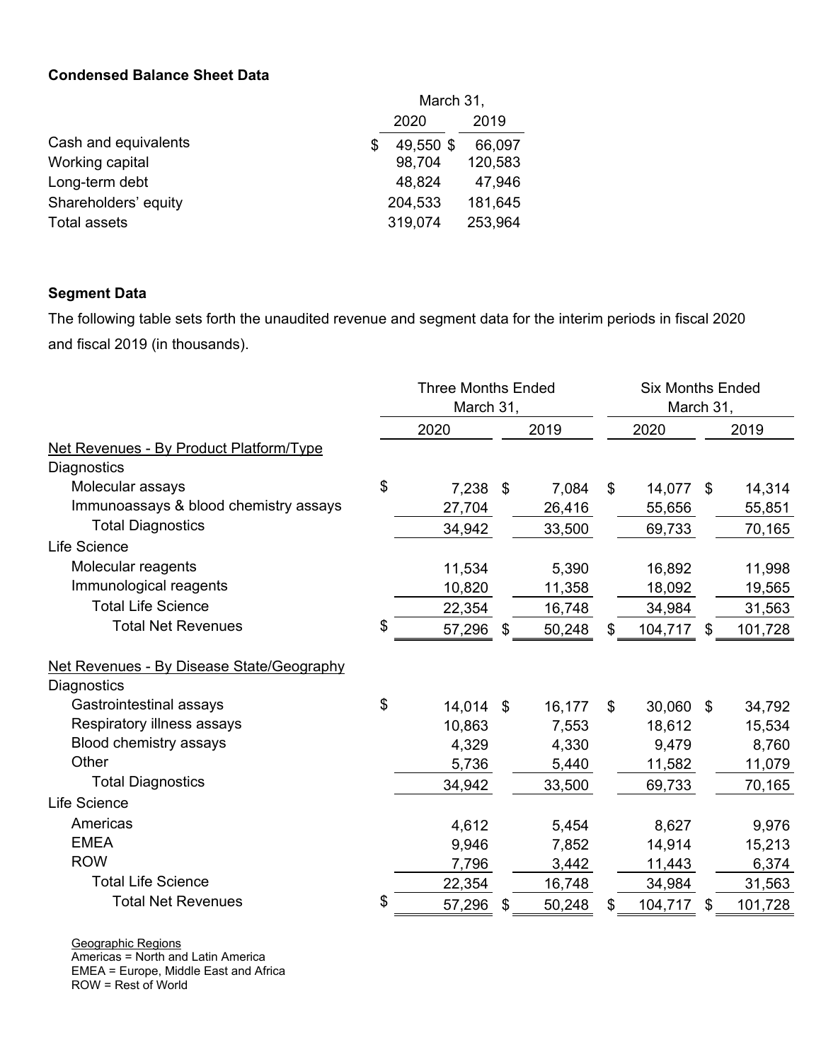**Condensed Balance Sheet Data**

| | March 31, | |
|---|---|---|
| | 2020 | 2019 |
| Cash and equivalents | $ 49,550 | $ 66,097 |
| Working capital | 98,704 | 120,583 |
| Long-term debt | 48,824 | 47,946 |
| Shareholders' equity | 204,533 | 181,645 |
| Total assets | 319,074 | 253,964 |

**Segment Data**

The following table sets forth the unaudited revenue and segment data for the interim periods in fiscal 2020 and fiscal 2019 (in thousands).

| | Three Months Ended March 31, | | Six Months Ended March 31, | |
|---|---|---|---|---|
| | 2020 | 2019 | 2020 | 2019 |
| Net Revenues - By Product Platform/Type | | | | |
| Diagnostics | | | | |
| Molecular assays | $ 7,238 | $ 7,084 | $ 14,077 | $ 14,314 |
| Immunoassays & blood chemistry assays | 27,704 | 26,416 | 55,656 | 55,851 |
| Total Diagnostics | 34,942 | 33,500 | 69,733 | 70,165 |
| Life Science | | | | |
| Molecular reagents | 11,534 | 5,390 | 16,892 | 11,998 |
| Immunological reagents | 10,820 | 11,358 | 18,092 | 19,565 |
| Total Life Science | 22,354 | 16,748 | 34,984 | 31,563 |
| Total Net Revenues | $ 57,296 | $ 50,248 | $ 104,717 | $ 101,728 |
| | | | | |
| Net Revenues - By Disease State/Geography | | | | |
| Diagnostics | | | | |
| Gastrointestinal assays | $ 14,014 | $ 16,177 | $ 30,060 | $ 34,792 |
| Respiratory illness assays | 10,863 | 7,553 | 18,612 | 15,534 |
| Blood chemistry assays | 4,329 | 4,330 | 9,479 | 8,760 |
| Other | 5,736 | 5,440 | 11,582 | 11,079 |
| Total Diagnostics | 34,942 | 33,500 | 69,733 | 70,165 |
| Life Science | | | | |
| Americas | 4,612 | 5,454 | 8,627 | 9,976 |
| EMEA | 9,946 | 7,852 | 14,914 | 15,213 |
| ROW | 7,796 | 3,442 | 11,443 | 6,374 |
| Total Life Science | 22,354 | 16,748 | 34,984 | 31,563 |
| Total Net Revenues | $ 57,296 | $ 50,248 | $ 104,717 | $ 101,728 |

Geographic Regions
Americas = North and Latin America
EMEA = Europe, Middle East and Africa
ROW = Rest of World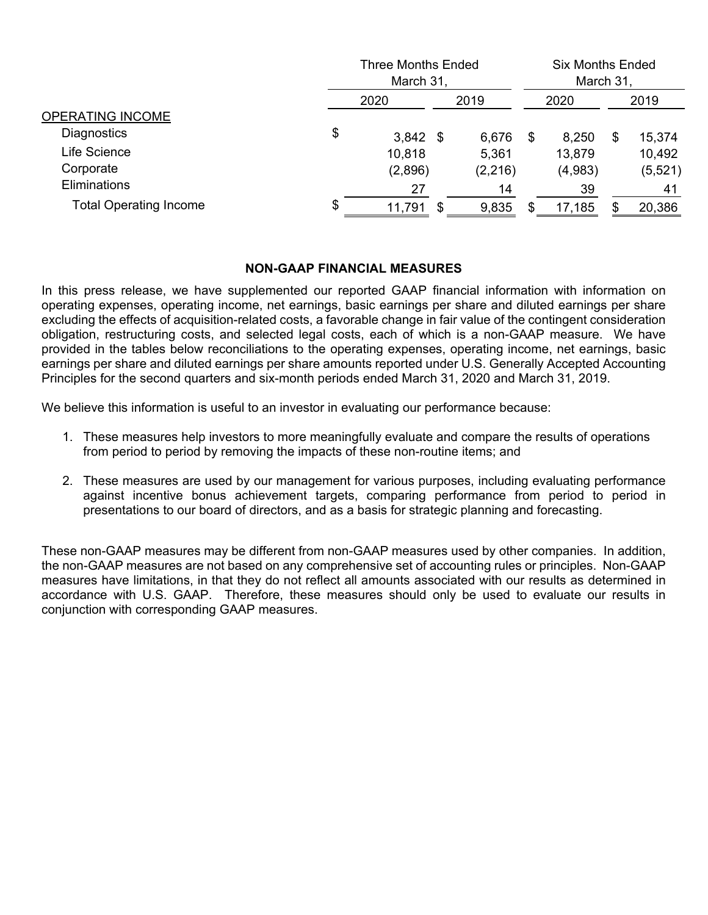| | Three Months Ended March 31, | | Six Months Ended March 31, | |
|---|---|---|---|---|
| | 2020 | 2019 | 2020 | 2019 |
| OPERATING INCOME | | | | |
| Diagnostics | $ 3,842 | $ 6,676 | $ 8,250 | $ 15,374 |
| Life Science | 10,818 | 5,361 | 13,879 | 10,492 |
| Corporate | (2,896) | (2,216) | (4,983) | (5,521) |
| Eliminations | 27 | 14 | 39 | 41 |
| Total Operating Income | $ 11,791 | $ 9,835 | $ 17,185 | $ 20,386 |

## NON-GAAP FINANCIAL MEASURES

In this press release, we have supplemented our reported GAAP financial information with information on operating expenses, operating income, net earnings, basic earnings per share and diluted earnings per share excluding the effects of acquisition-related costs, a favorable change in fair value of the contingent consideration obligation, restructuring costs, and selected legal costs, each of which is a non-GAAP measure. We have provided in the tables below reconciliations to the operating expenses, operating income, net earnings, basic earnings per share and diluted earnings per share amounts reported under U.S. Generally Accepted Accounting Principles for the second quarters and six-month periods ended March 31, 2020 and March 31, 2019.

We believe this information is useful to an investor in evaluating our performance because:

1. These measures help investors to more meaningfully evaluate and compare the results of operations from period to period by removing the impacts of these non-routine items; and
2. These measures are used by our management for various purposes, including evaluating performance against incentive bonus achievement targets, comparing performance from period to period in presentations to our board of directors, and as a basis for strategic planning and forecasting.

These non-GAAP measures may be different from non-GAAP measures used by other companies. In addition, the non-GAAP measures are not based on any comprehensive set of accounting rules or principles. Non-GAAP measures have limitations, in that they do not reflect all amounts associated with our results as determined in accordance with U.S. GAAP. Therefore, these measures should only be used to evaluate our results in conjunction with corresponding GAAP measures.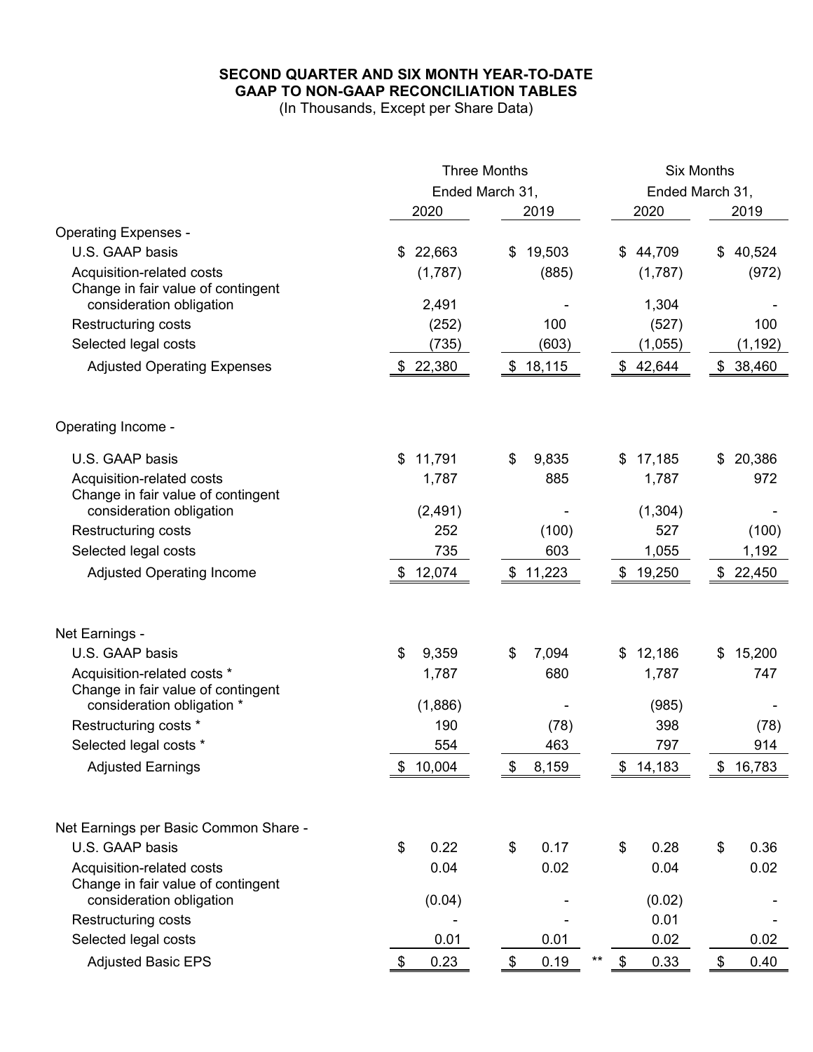**SECOND QUARTER AND SIX MONTH YEAR-TO-DATE**
**GAAP TO NON-GAAP RECONCILIATION TABLES**
(In Thousands, Except per Share Data)

| | Three Months Ended March 31, | | Six Months Ended March 31, | |
|---|---|---|---|---|
| | 2020 | 2019 | 2020 | 2019 |
| **Operating Expenses -** | | | | |
| U.S. GAAP basis | $ 22,663 | $ 19,503 | $ 44,709 | $ 40,524 |
| Acquisition-related costs | (1,787) | (885) | (1,787) | (972) |
| Change in fair value of contingent consideration obligation | 2,491 | - | 1,304 | - |
| Restructuring costs | (252) | 100 | (527) | 100 |
| Selected legal costs | (735) | (603) | (1,055) | (1,192) |
| Adjusted Operating Expenses | $ 22,380 | $ 18,115 | $ 42,644 | $ 38,460 |
| **Operating Income -** | | | | |
| U.S. GAAP basis | $ 11,791 | $ 9,835 | $ 17,185 | $ 20,386 |
| Acquisition-related costs | 1,787 | 885 | 1,787 | 972 |
| Change in fair value of contingent consideration obligation | (2,491) | - | (1,304) | - |
| Restructuring costs | 252 | (100) | 527 | (100) |
| Selected legal costs | 735 | 603 | 1,055 | 1,192 |
| Adjusted Operating Income | $ 12,074 | $ 11,223 | $ 19,250 | $ 22,450 |
| **Net Earnings -** | | | | |
| U.S. GAAP basis | $ 9,359 | $ 7,094 | $ 12,186 | $ 15,200 |
| Acquisition-related costs * | 1,787 | 680 | 1,787 | 747 |
| Change in fair value of contingent consideration obligation * | (1,886) | - | (985) | - |
| Restructuring costs * | 190 | (78) | 398 | (78) |
| Selected legal costs * | 554 | 463 | 797 | 914 |
| Adjusted Earnings | $ 10,004 | $ 8,159 | $ 14,183 | $ 16,783 |
| **Net Earnings per Basic Common Share -** | | | | |
| U.S. GAAP basis | $ 0.22 | $ 0.17 | $ 0.28 | $ 0.36 |
| Acquisition-related costs | 0.04 | 0.02 | 0.04 | 0.02 |
| Change in fair value of contingent consideration obligation | (0.04) | - | (0.02) | - |
| Restructuring costs | - | - | 0.01 | - |
| Selected legal costs | 0.01 | 0.01 | 0.02 | 0.02 |
| Adjusted Basic EPS | $ 0.23 | $ 0.19 ** | $ 0.33 | $ 0.40 |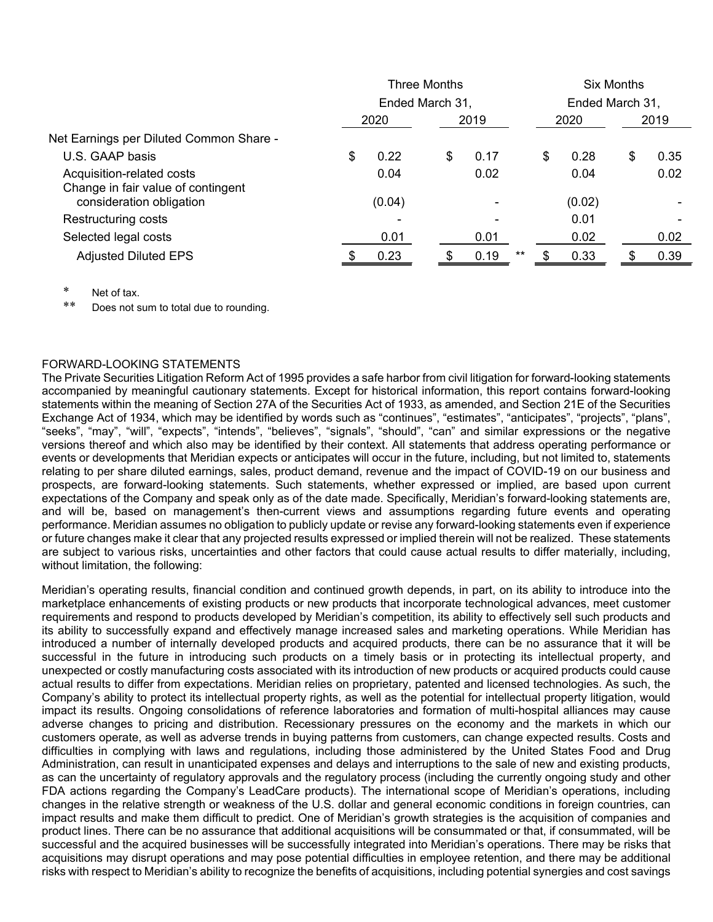| | Three Months Ended March 31, | | Six Months Ended March 31, | |
|---|---|---|---|---|
| | 2020 | 2019 | 2020 | 2019 |
| Net Earnings per Diluted Common Share - | | | | |
| U.S. GAAP basis | $ 0.22 | $ 0.17 | $ 0.28 | $ 0.35 |
| Acquisition-related costs | 0.04 | 0.02 | 0.04 | 0.02 |
| Change in fair value of contingent consideration obligation | (0.04) | - | (0.02) | - |
| Restructuring costs | - | - | 0.01 | - |
| Selected legal costs | 0.01 | 0.01 | 0.02 | 0.02 |
| Adjusted Diluted EPS | $ 0.23 | $ 0.19 ** | $ 0.33 | $ 0.39 |

\* Net of tax.

** Does not sum to total due to rounding.

FORWARD-LOOKING STATEMENTS

The Private Securities Litigation Reform Act of 1995 provides a safe harbor from civil litigation for forward-looking statements accompanied by meaningful cautionary statements. Except for historical information, this report contains forward-looking statements within the meaning of Section 27A of the Securities Act of 1933, as amended, and Section 21E of the Securities Exchange Act of 1934, which may be identified by words such as "continues", "estimates", "anticipates", "projects", "plans", "seeks", "may", "will", "expects", "intends", "believes", "signals", "should", "can" and similar expressions or the negative versions thereof and which also may be identified by their context. All statements that address operating performance or events or developments that Meridian expects or anticipates will occur in the future, including, but not limited to, statements relating to per share diluted earnings, sales, product demand, revenue and the impact of COVID-19 on our business and prospects, are forward-looking statements. Such statements, whether expressed or implied, are based upon current expectations of the Company and speak only as of the date made. Specifically, Meridian's forward-looking statements are, and will be, based on management's then-current views and assumptions regarding future events and operating performance. Meridian assumes no obligation to publicly update or revise any forward-looking statements even if experience or future changes make it clear that any projected results expressed or implied therein will not be realized. These statements are subject to various risks, uncertainties and other factors that could cause actual results to differ materially, including, without limitation, the following:

Meridian's operating results, financial condition and continued growth depends, in part, on its ability to introduce into the marketplace enhancements of existing products or new products that incorporate technological advances, meet customer requirements and respond to products developed by Meridian's competition, its ability to effectively sell such products and its ability to successfully expand and effectively manage increased sales and marketing operations. While Meridian has introduced a number of internally developed products and acquired products, there can be no assurance that it will be successful in the future in introducing such products on a timely basis or in protecting its intellectual property, and unexpected or costly manufacturing costs associated with its introduction of new products or acquired products could cause actual results to differ from expectations. Meridian relies on proprietary, patented and licensed technologies. As such, the Company's ability to protect its intellectual property rights, as well as the potential for intellectual property litigation, would impact its results. Ongoing consolidations of reference laboratories and formation of multi-hospital alliances may cause adverse changes to pricing and distribution. Recessionary pressures on the economy and the markets in which our customers operate, as well as adverse trends in buying patterns from customers, can change expected results. Costs and difficulties in complying with laws and regulations, including those administered by the United States Food and Drug Administration, can result in unanticipated expenses and delays and interruptions to the sale of new and existing products, as can the uncertainty of regulatory approvals and the regulatory process (including the currently ongoing study and other FDA actions regarding the Company's LeadCare products). The international scope of Meridian's operations, including changes in the relative strength or weakness of the U.S. dollar and general economic conditions in foreign countries, can impact results and make them difficult to predict. One of Meridian's growth strategies is the acquisition of companies and product lines. There can be no assurance that additional acquisitions will be consummated or that, if consummated, will be successful and the acquired businesses will be successfully integrated into Meridian's operations. There may be risks that acquisitions may disrupt operations and may pose potential difficulties in employee retention, and there may be additional risks with respect to Meridian's ability to recognize the benefits of acquisitions, including potential synergies and cost savings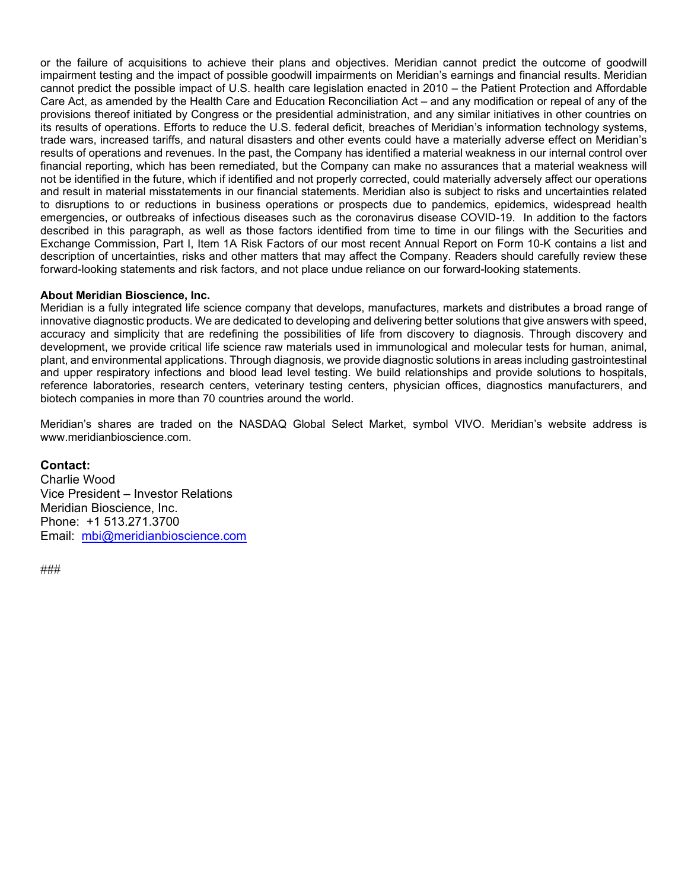or the failure of acquisitions to achieve their plans and objectives. Meridian cannot predict the outcome of goodwill impairment testing and the impact of possible goodwill impairments on Meridian's earnings and financial results. Meridian cannot predict the possible impact of U.S. health care legislation enacted in 2010 – the Patient Protection and Affordable Care Act, as amended by the Health Care and Education Reconciliation Act – and any modification or repeal of any of the provisions thereof initiated by Congress or the presidential administration, and any similar initiatives in other countries on its results of operations. Efforts to reduce the U.S. federal deficit, breaches of Meridian's information technology systems, trade wars, increased tariffs, and natural disasters and other events could have a materially adverse effect on Meridian's results of operations and revenues. In the past, the Company has identified a material weakness in our internal control over financial reporting, which has been remediated, but the Company can make no assurances that a material weakness will not be identified in the future, which if identified and not properly corrected, could materially adversely affect our operations and result in material misstatements in our financial statements. Meridian also is subject to risks and uncertainties related to disruptions to or reductions in business operations or prospects due to pandemics, epidemics, widespread health emergencies, or outbreaks of infectious diseases such as the coronavirus disease COVID-19. In addition to the factors described in this paragraph, as well as those factors identified from time to time in our filings with the Securities and Exchange Commission, Part I, Item 1A Risk Factors of our most recent Annual Report on Form 10-K contains a list and description of uncertainties, risks and other matters that may affect the Company. Readers should carefully review these forward-looking statements and risk factors, and not place undue reliance on our forward-looking statements.

**About Meridian Bioscience, Inc.**

Meridian is a fully integrated life science company that develops, manufactures, markets and distributes a broad range of innovative diagnostic products. We are dedicated to developing and delivering better solutions that give answers with speed, accuracy and simplicity that are redefining the possibilities of life from discovery to diagnosis. Through discovery and development, we provide critical life science raw materials used in immunological and molecular tests for human, animal, plant, and environmental applications. Through diagnosis, we provide diagnostic solutions in areas including gastrointestinal and upper respiratory infections and blood lead level testing. We build relationships and provide solutions to hospitals, reference laboratories, research centers, veterinary testing centers, physician offices, diagnostics manufacturers, and biotech companies in more than 70 countries around the world.

Meridian's shares are traded on the NASDAQ Global Select Market, symbol VIVO. Meridian's website address is www.meridianbioscience.com.

**Contact:**

Charlie Wood
Vice President – Investor Relations
Meridian Bioscience, Inc.
Phone: +1 513.271.3700
Email: mbi@meridianbioscience.com

###